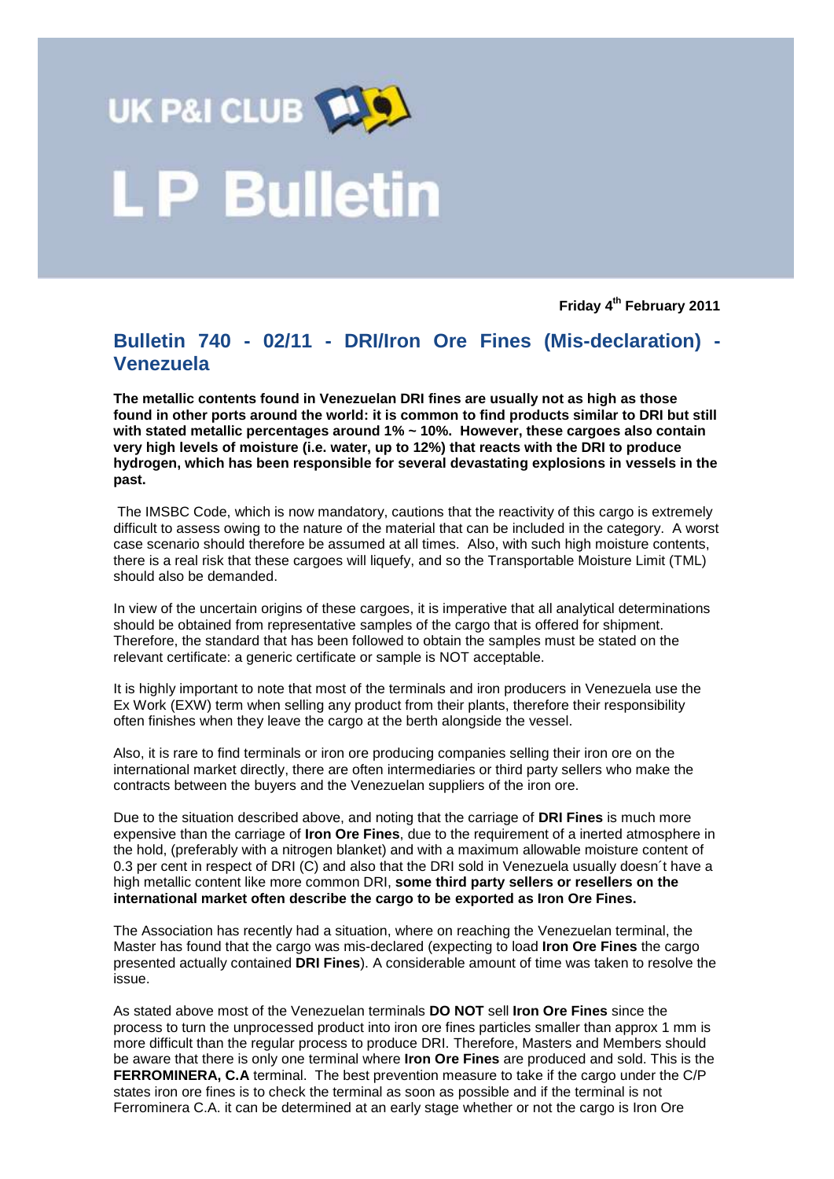# UK P&I CLUB

# L P Bulletin

**Friday 4th February 2011**

## Bulletin 740 - 02/11 - DRI/Iron Ore Fines (Mis-declaration) - Venezuela

**The metallic contents found in Venezuelan DRI fines are usually not as high as those found in other ports around the world: it is common to find products similar to DRI but still with stated metallic percentages around 1% ~ 10%. However, these cargoes also contain very high levels of moisture (i.e. water, up to 12%) that reacts with the DRI to produce hydrogen, which has been responsible for several devastating explosions in vessels in the past.**

The IMSBC Code, which is now mandatory, cautions that the reactivity of this cargo is extremely difficult to assess owing to the nature of the material that can be included in the category. A worst case scenario should therefore be assumed at all times. Also, with such high moisture contents, there is a real risk that these cargoes will liquefy, and so the Transportable Moisture Limit (TML) should also be demanded.

In view of the uncertain origins of these cargoes, it is imperative that all analytical determinations should be obtained from representative samples of the cargo that is offered for shipment. Therefore, the standard that has been followed to obtain the samples must be stated on the relevant certificate: a generic certificate or sample is NOT acceptable.

It is highly important to note that most of the terminals and iron producers in Venezuela use the Ex Work (EXW) term when selling any product from their plants, therefore their responsibility often finishes when they leave the cargo at the berth alongside the vessel.

Also, it is rare to find terminals or iron ore producing companies selling their iron ore on the international market directly, there are often intermediaries or third party sellers who make the contracts between the buyers and the Venezuelan suppliers of the iron ore.

Due to the situation described above, and noting that the carriage of **DRI Fines** is much more expensive than the carriage of **Iron Ore Fines**, due to the requirement of a inerted atmosphere in the hold, (preferably with a nitrogen blanket) and with a maximum allowable moisture content of 0.3 per cent in respect of DRI (C) and also that the DRI sold in Venezuela usually doesn´t have a high metallic content like more common DRI, **some third party sellers or resellers on the international market often describe the cargo to be exported as Iron Ore Fines.**

The Association has recently had a situation, where on reaching the Venezuelan terminal, the Master has found that the cargo was mis-declared (expecting to load **Iron Ore Fines** the cargo presented actually contained **DRI Fines**). A considerable amount of time was taken to resolve the issue.

As stated above most of the Venezuelan terminals **DO NOT** sell **Iron Ore Fines** since the process to turn the unprocessed product into iron ore fines particles smaller than approx 1 mm is more difficult than the regular process to produce DRI. Therefore, Masters and Members should be aware that there is only one terminal where **Iron Ore Fines** are produced and sold. This is the **FERROMINERA, C.A** terminal. The best prevention measure to take if the cargo under the C/P states iron ore fines is to check the terminal as soon as possible and if the terminal is not Ferrominera C.A. it can be determined at an early stage whether or not the cargo is Iron Ore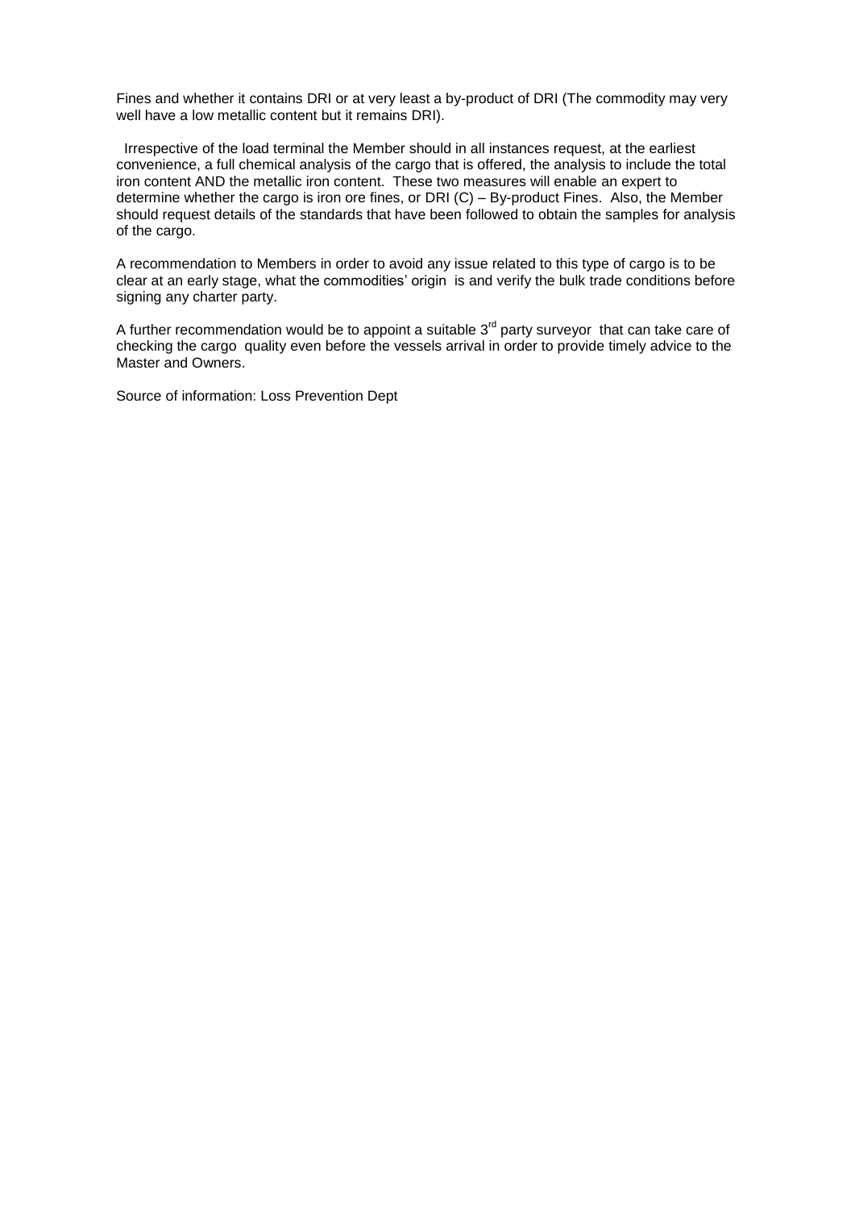Fines and whether it contains DRI or at very least a by-product of DRI (The commodity may very well have a low metallic content but it remains DRI).

Irrespective of the load terminal the Member should in all instances request, at the earliest convenience, a full chemical analysis of the cargo that is offered, the analysis to include the total iron content AND the metallic iron content. These two measures will enable an expert to determine whether the cargo is iron ore fines, or DRI (C) – By-product Fines. Also, the Member should request details of the standards that have been followed to obtain the samples for analysis of the cargo.

A recommendation to Members in order to avoid any issue related to this type of cargo is to be clear at an early stage, what the commodities' origin is and verify the bulk trade conditions before signing any charter party.

A further recommendation would be to appoint a suitable 3rd party surveyor that can take care of checking the cargo quality even before the vessels arrival in order to provide timely advice to the Master and Owners.

Source of information: Loss Prevention Dept